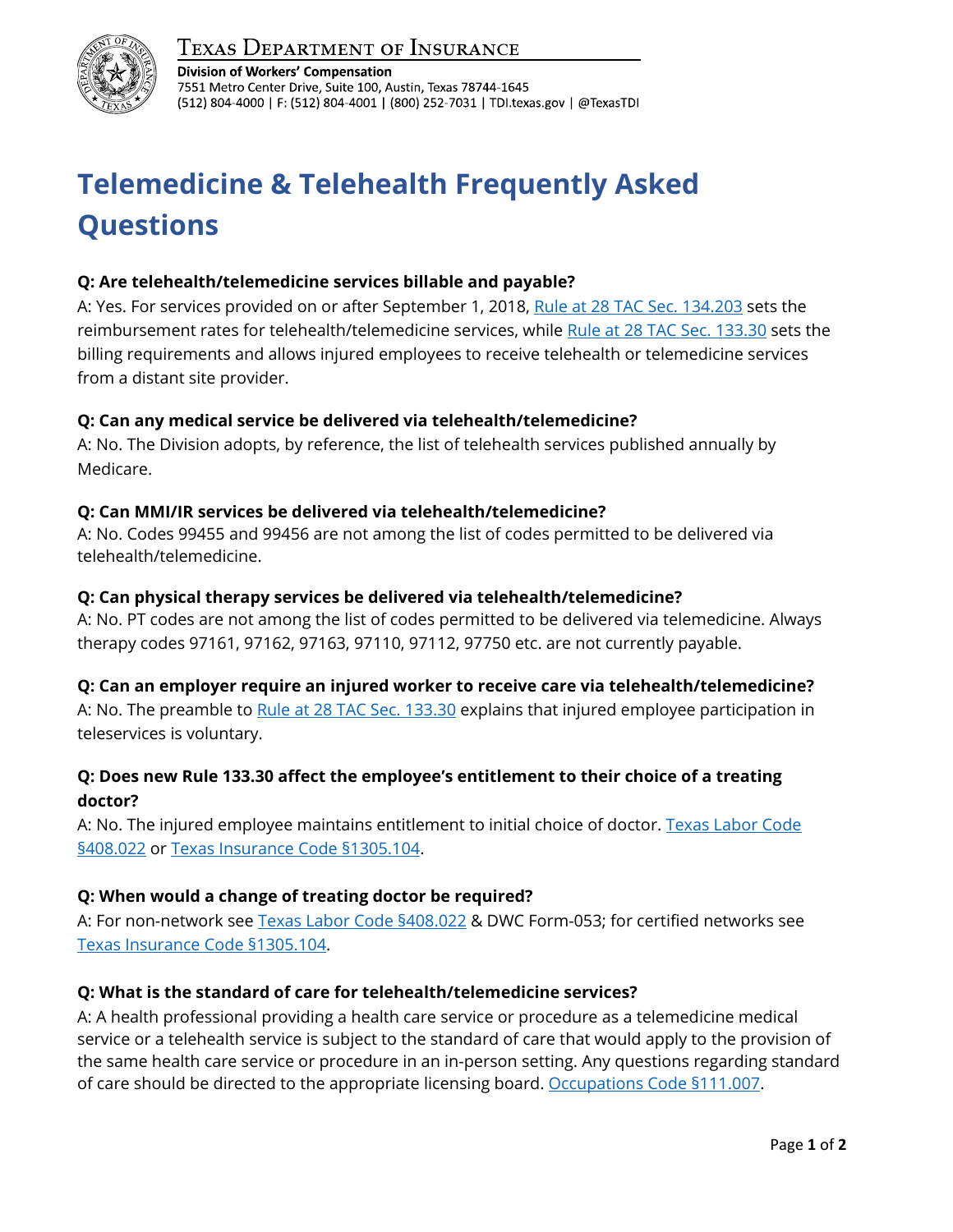Texas Department of Insurance

**Division of Workers' Compensation**
7551 Metro Center Drive, Suite 100, Austin, Texas 78744-1645
(512) 804-4000 | F: (512) 804-4001 | (800) 252-7031 | TDI.texas.gov | @TexasTDI

# Telemedicine & Telehealth Frequently Asked Questions

**Q: Are telehealth/telemedicine services billable and payable?**

A: Yes. For services provided on or after September 1, 2018, Rule at 28 TAC Sec. 134.203 sets the reimbursement rates for telehealth/telemedicine services, while Rule at 28 TAC Sec. 133.30 sets the billing requirements and allows injured employees to receive telehealth or telemedicine services from a distant site provider.

**Q: Can any medical service be delivered via telehealth/telemedicine?**

A: No. The Division adopts, by reference, the list of telehealth services published annually by Medicare.

**Q: Can MMI/IR services be delivered via telehealth/telemedicine?**

A: No. Codes 99455 and 99456 are not among the list of codes permitted to be delivered via telehealth/telemedicine.

**Q: Can physical therapy services be delivered via telehealth/telemedicine?**

A: No. PT codes are not among the list of codes permitted to be delivered via telemedicine. Always therapy codes 97161, 97162, 97163, 97110, 97112, 97750 etc. are not currently payable.

**Q: Can an employer require an injured worker to receive care via telehealth/telemedicine?**

A: No. The preamble to Rule at 28 TAC Sec. 133.30 explains that injured employee participation in teleservices is voluntary.

**Q: Does new Rule 133.30 affect the employee's entitlement to their choice of a treating doctor?**

A: No. The injured employee maintains entitlement to initial choice of doctor. Texas Labor Code §408.022 or Texas Insurance Code §1305.104.

**Q: When would a change of treating doctor be required?**

A: For non-network see Texas Labor Code §408.022 & DWC Form-053; for certified networks see Texas Insurance Code §1305.104.

**Q: What is the standard of care for telehealth/telemedicine services?**

A: A health professional providing a health care service or procedure as a telemedicine medical service or a telehealth service is subject to the standard of care that would apply to the provision of the same health care service or procedure in an in-person setting. Any questions regarding standard of care should be directed to the appropriate licensing board. Occupations Code §111.007.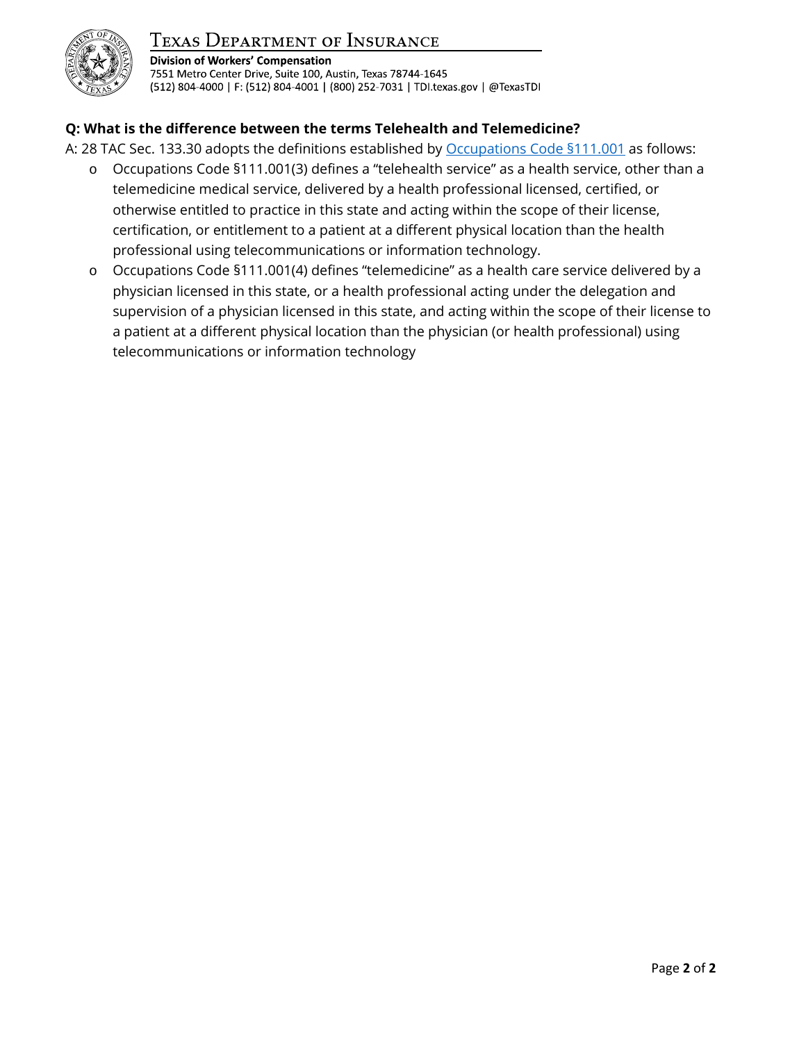**Q: What is the difference between the terms Telehealth and Telemedicine?**

A: 28 TAC Sec. 133.30 adopts the definitions established by [Occupations Code §111.001](Occupations Code §111.001) as follows:

- Occupations Code §111.001(3) defines a "telehealth service" as a health service, other than a telemedicine medical service, delivered by a health professional licensed, certified, or otherwise entitled to practice in this state and acting within the scope of their license, certification, or entitlement to a patient at a different physical location than the health professional using telecommunications or information technology.
- Occupations Code §111.001(4) defines "telemedicine" as a health care service delivered by a physician licensed in this state, or a health professional acting under the delegation and supervision of a physician licensed in this state, and acting within the scope of their license to a patient at a different physical location than the physician (or health professional) using telecommunications or information technology